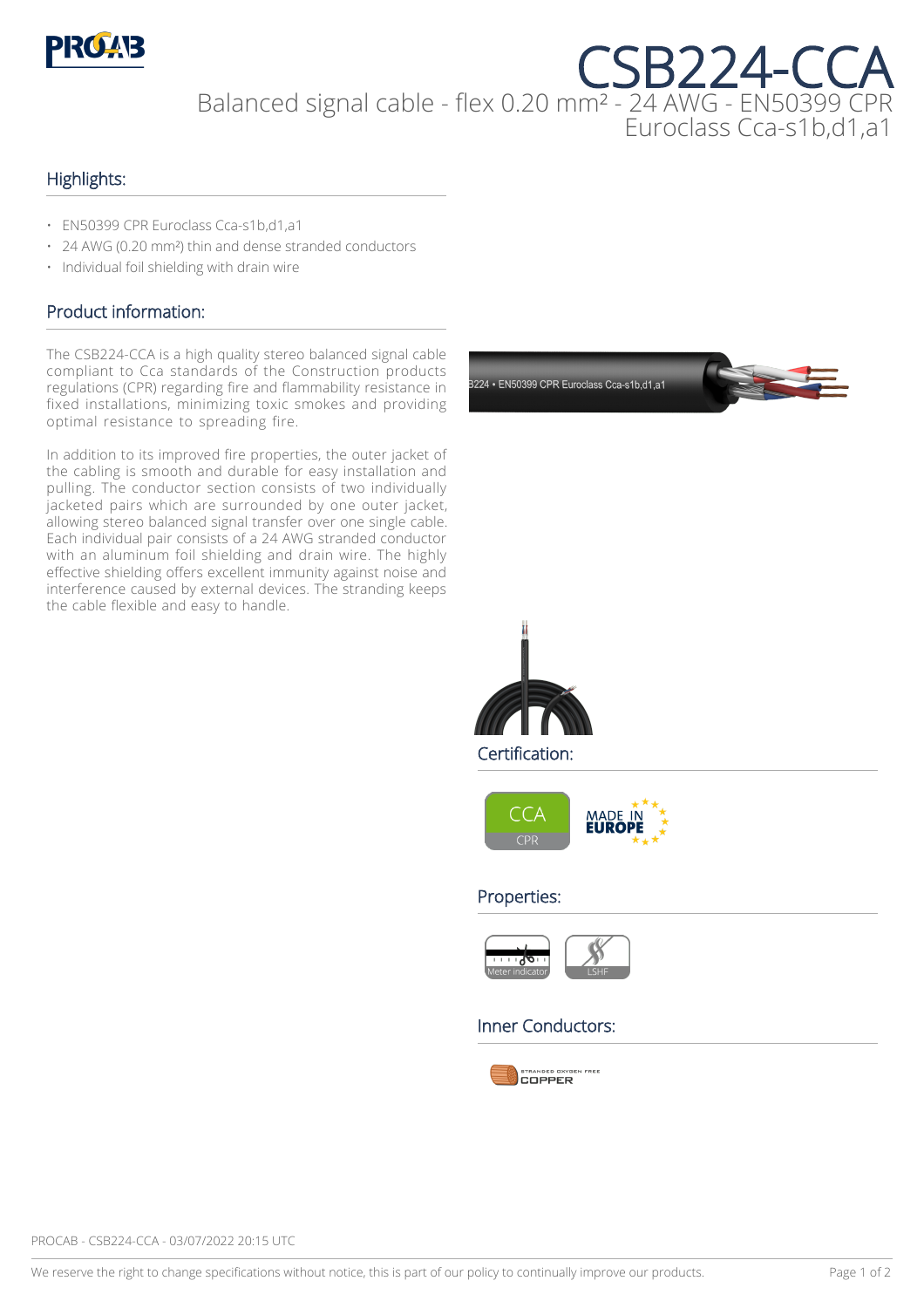# CSB224-CCA

Balanced signal cable - flex 0.20 mm² - 24 AWG - EN50399 CPR Euroclass Cca-s1b,d1,a1

## Highlights:

- EN50399 CPR Euroclass Cca-s1b,d1,a1
- 24 AWG (0.20 mm²) thin and dense stranded conductors
- Individual foil shielding with drain wire

## Product information:

The CSB224-CCA is a high quality stereo balanced signal cable compliant to Cca standards of the Construction products regulations (CPR) regarding fire and flammability resistance in fixed installations, minimizing toxic smokes and providing optimal resistance to spreading fire.

In addition to its improved fire properties, the outer jacket of the cabling is smooth and durable for easy installation and pulling. The conductor section consists of two individually jacketed pairs which are surrounded by one outer jacket, allowing stereo balanced signal transfer over one single cable. Each individual pair consists of a 24 AWG stranded conductor with an aluminum foil shielding and drain wire. The highly effective shielding offers excellent immunity against noise and interference caused by external devices. The stranding keeps the cable flexible and easy to handle.

## Certification:

CCA CPR

MADE IN EUROPE

## Properties:

Meter indicator

LSHF

## Inner Conductors:

STRANDED OXYGEN FREE COPPER

PROCAB - CSB224-CCA - 03/07/2022 20:15 UTC

We reserve the right to change specifications without notice, this is part of our policy to continually improve our products.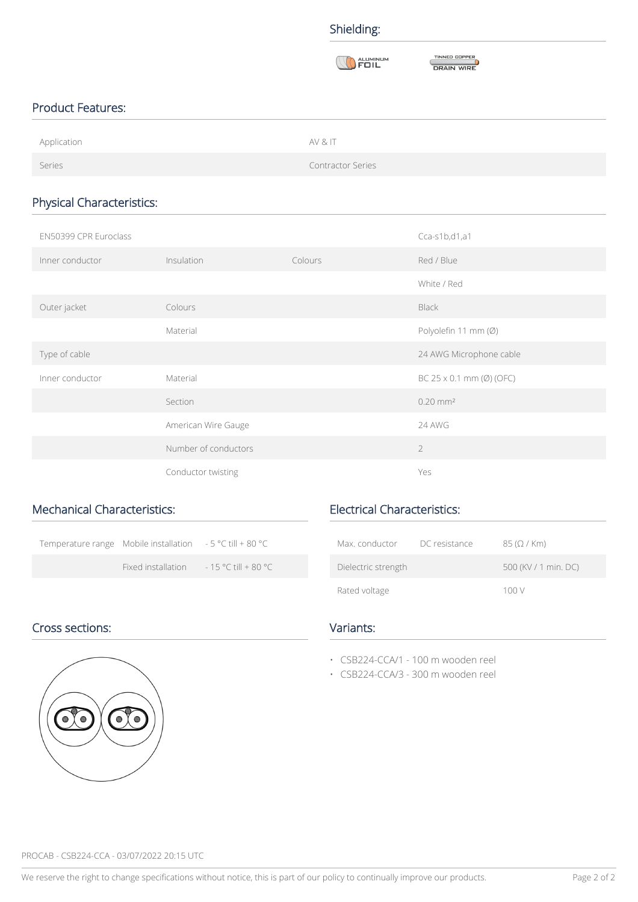## Shielding:

ALUMINUM FOIL

TINNED COPPER DRAIN WIRE

## Product Features:

| | |
|---|---|
| Application | AV & IT |
| Series | Contractor Series |

## Physical Characteristics:

| | | | |
|---|---|---|---|
| EN50399 CPR Euroclass | | | Cca-s1b,d1,a1 |
| Inner conductor | Insulation | Colours | Red / Blue |
| | | | White / Red |
| Outer jacket | Colours | | Black |
| | Material | | Polyolefin 11 mm (Ø) |
| Type of cable | | | 24 AWG Microphone cable |
| Inner conductor | Material | | BC 25 x 0.1 mm (Ø) (OFC) |
| | Section | | 0.20 mm² |
| | American Wire Gauge | | 24 AWG |
| | Number of conductors | | 2 |
| | Conductor twisting | | Yes |

## Mechanical Characteristics:

| | | |
|---|---|---|
| Temperature range | Mobile installation | - 5 °C till + 80 °C |
| | Fixed installation | - 15 °C till + 80 °C |

## Electrical Characteristics:

| | | |
|---|---|---|
| Max. conductor | DC resistance | 85 (Ω / Km) |
| Dielectric strength | | 500 (KV / 1 min. DC) |
| Rated voltage | | 100 V |

## Cross sections:

## Variants:

- CSB224-CCA/1 - 100 m wooden reel
- CSB224-CCA/3 - 300 m wooden reel

PROCAB - CSB224-CCA - 03/07/2022 20:15 UTC

We reserve the right to change specifications without notice, this is part of our policy to continually improve our products.